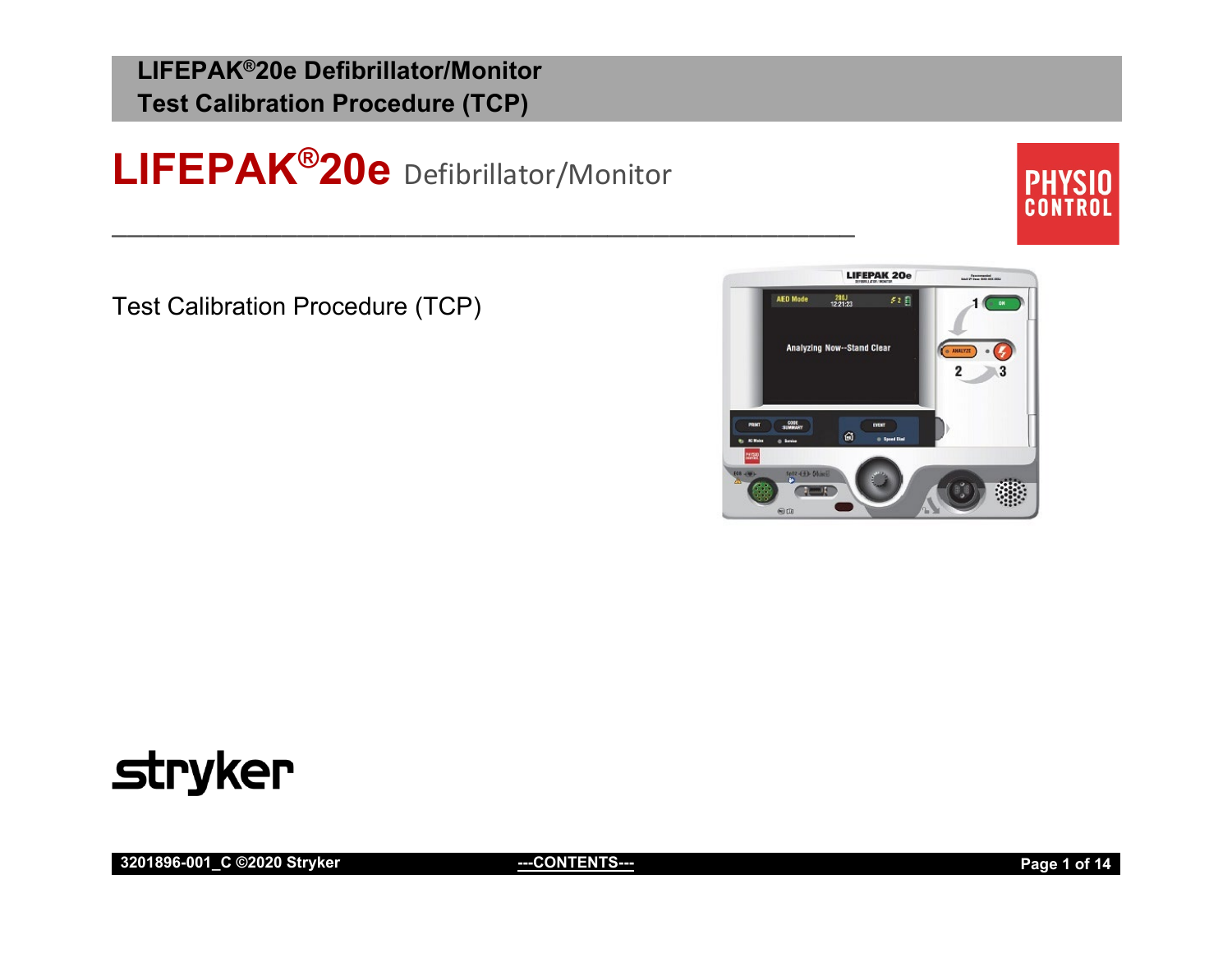# LIFEPAK®20e Defibrillator/Monitor

Test Calibration Procedure (TCP)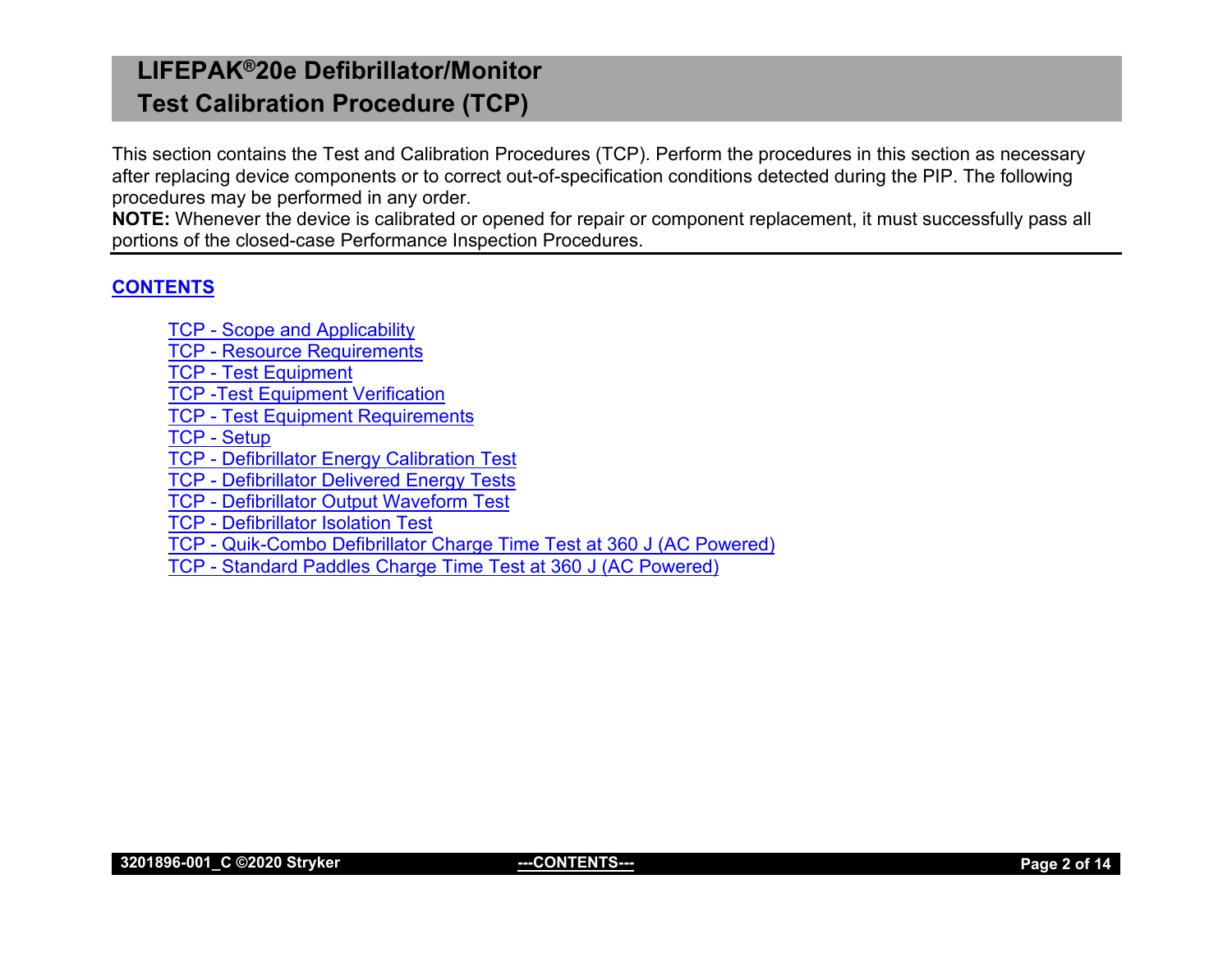# LIFEPAK®20e Defibrillator/Monitor
# Test Calibration Procedure (TCP)

This section contains the Test and Calibration Procedures (TCP). Perform the procedures in this section as necessary after replacing device components or to correct out-of-specification conditions detected during the PIP. The following procedures may be performed in any order.

**NOTE:** Whenever the device is calibrated or opened for repair or component replacement, it must successfully pass all portions of the closed-case Performance Inspection Procedures.

## CONTENTS

- TCP - Scope and Applicability
- TCP - Resource Requirements
- TCP - Test Equipment
- TCP -Test Equipment Verification
- TCP - Test Equipment Requirements
- TCP - Setup
- TCP - Defibrillator Energy Calibration Test
- TCP - Defibrillator Delivered Energy Tests
- TCP - Defibrillator Output Waveform Test
- TCP - Defibrillator Isolation Test
- TCP - Quik-Combo Defibrillator Charge Time Test at 360 J (AC Powered)
- TCP - Standard Paddles Charge Time Test at 360 J (AC Powered)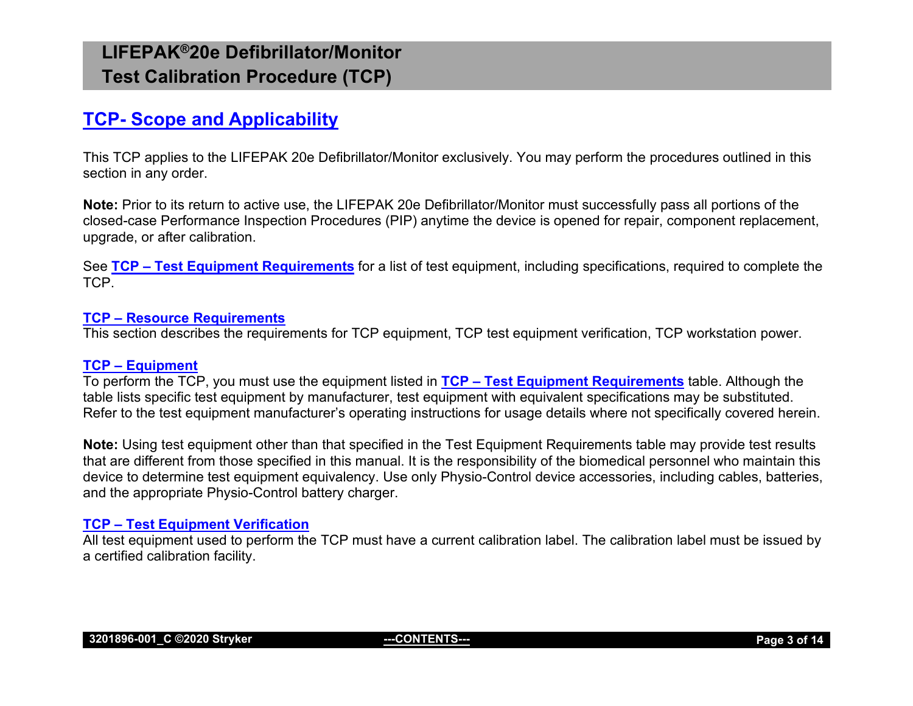## TCP- Scope and Applicability

This TCP applies to the LIFEPAK 20e Defibrillator/Monitor exclusively. You may perform the procedures outlined in this section in any order.

**Note:** Prior to its return to active use, the LIFEPAK 20e Defibrillator/Monitor must successfully pass all portions of the closed-case Performance Inspection Procedures (PIP) anytime the device is opened for repair, component replacement, upgrade, or after calibration.

See **TCP – Test Equipment Requirements** for a list of test equipment, including specifications, required to complete the TCP.

### TCP – Resource Requirements

This section describes the requirements for TCP equipment, TCP test equipment verification, TCP workstation power.

### TCP – Equipment

To perform the TCP, you must use the equipment listed in **TCP – Test Equipment Requirements** table. Although the table lists specific test equipment by manufacturer, test equipment with equivalent specifications may be substituted. Refer to the test equipment manufacturer's operating instructions for usage details where not specifically covered herein.

**Note:** Using test equipment other than that specified in the Test Equipment Requirements table may provide test results that are different from those specified in this manual. It is the responsibility of the biomedical personnel who maintain this device to determine test equipment equivalency. Use only Physio-Control device accessories, including cables, batteries, and the appropriate Physio-Control battery charger.

### TCP – Test Equipment Verification

All test equipment used to perform the TCP must have a current calibration label. The calibration label must be issued by a certified calibration facility.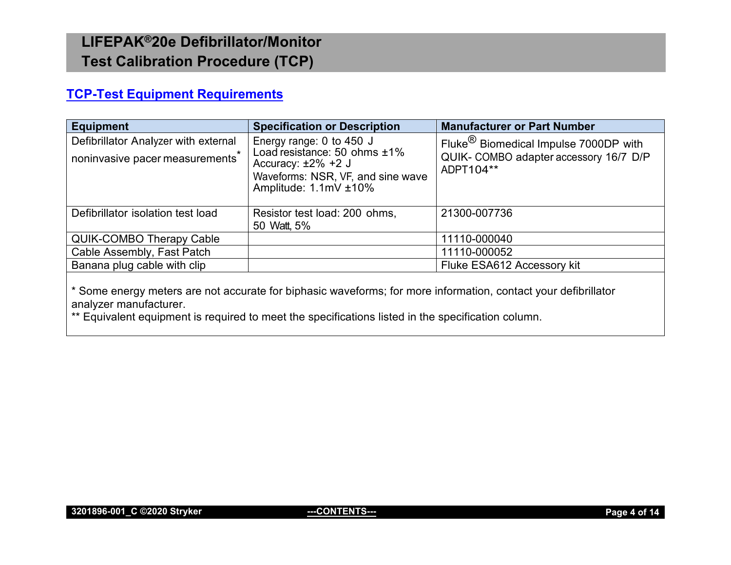## TCP-Test Equipment Requirements

| Equipment | Specification or Description | Manufacturer or Part Number |
|---|---|---|
| Defibrillator Analyzer with external noninvasive pacer measurements* | Energy range: 0 to 450 J<br>Load resistance: 50 ohms ±1%<br>Accuracy: ±2% +2 J<br>Waveforms: NSR, VF, and sine wave<br>Amplitude: 1.1mV ±10% | Fluke® Biomedical Impulse 7000DP with QUIK- COMBO adapter accessory 16/7 D/P ADPT104** |
| Defibrillator isolation test load | Resistor test load: 200 ohms, 50 Watt, 5% | 21300-007736 |
| QUIK-COMBO Therapy Cable | | 11110-000040 |
| Cable Assembly, Fast Patch | | 11110-000052 |
| Banana plug cable with clip | | Fluke ESA612 Accessory kit |

* Some energy meters are not accurate for biphasic waveforms; for more information, contact your defibrillator analyzer manufacturer.
** Equivalent equipment is required to meet the specifications listed in the specification column.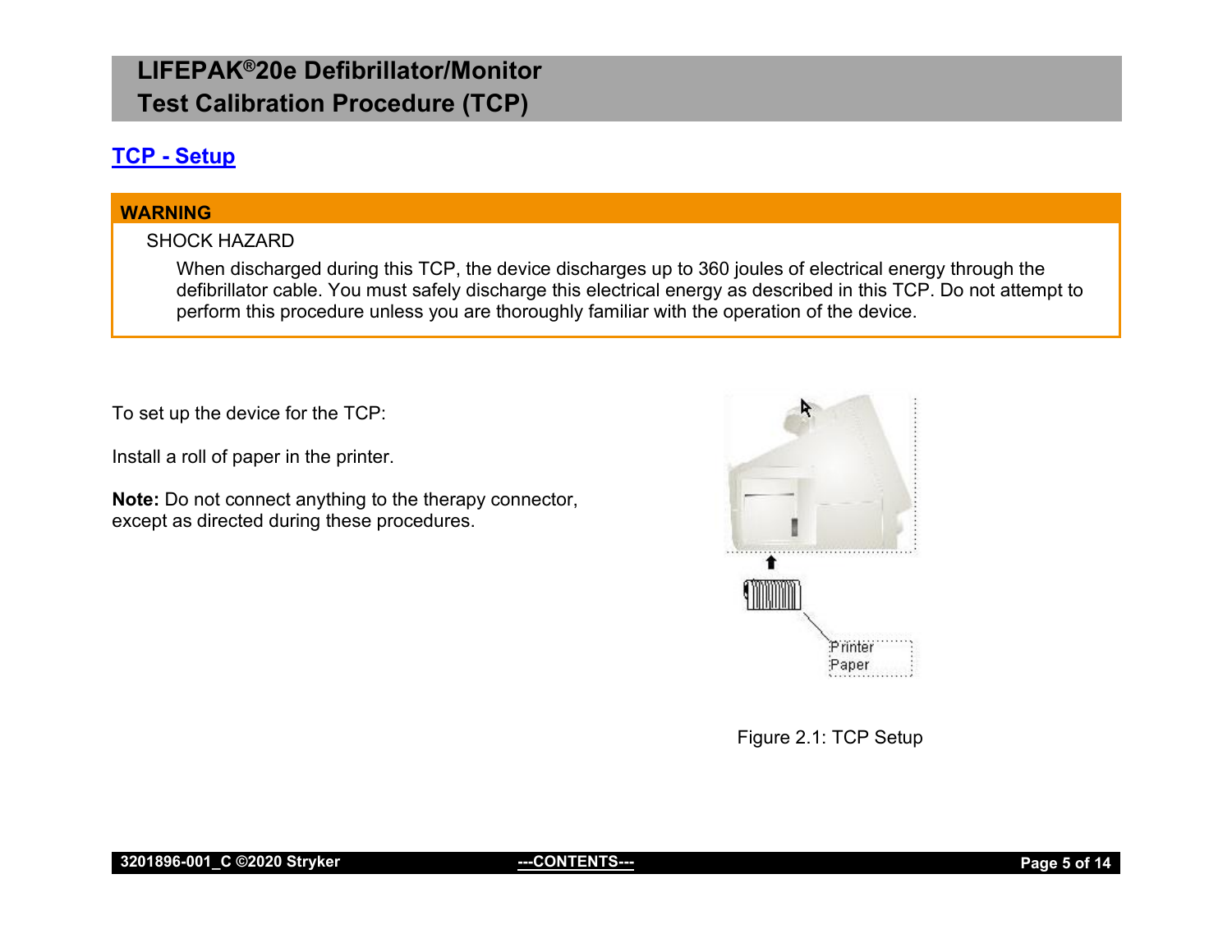## TCP - Setup

**WARNING**

SHOCK HAZARD

When discharged during this TCP, the device discharges up to 360 joules of electrical energy through the defibrillator cable. You must safely discharge this electrical energy as described in this TCP. Do not attempt to perform this procedure unless you are thoroughly familiar with the operation of the device.

To set up the device for the TCP:

Install a roll of paper in the printer.

**Note:** Do not connect anything to the therapy connector, except as directed during these procedures.

Figure 2.1: TCP Setup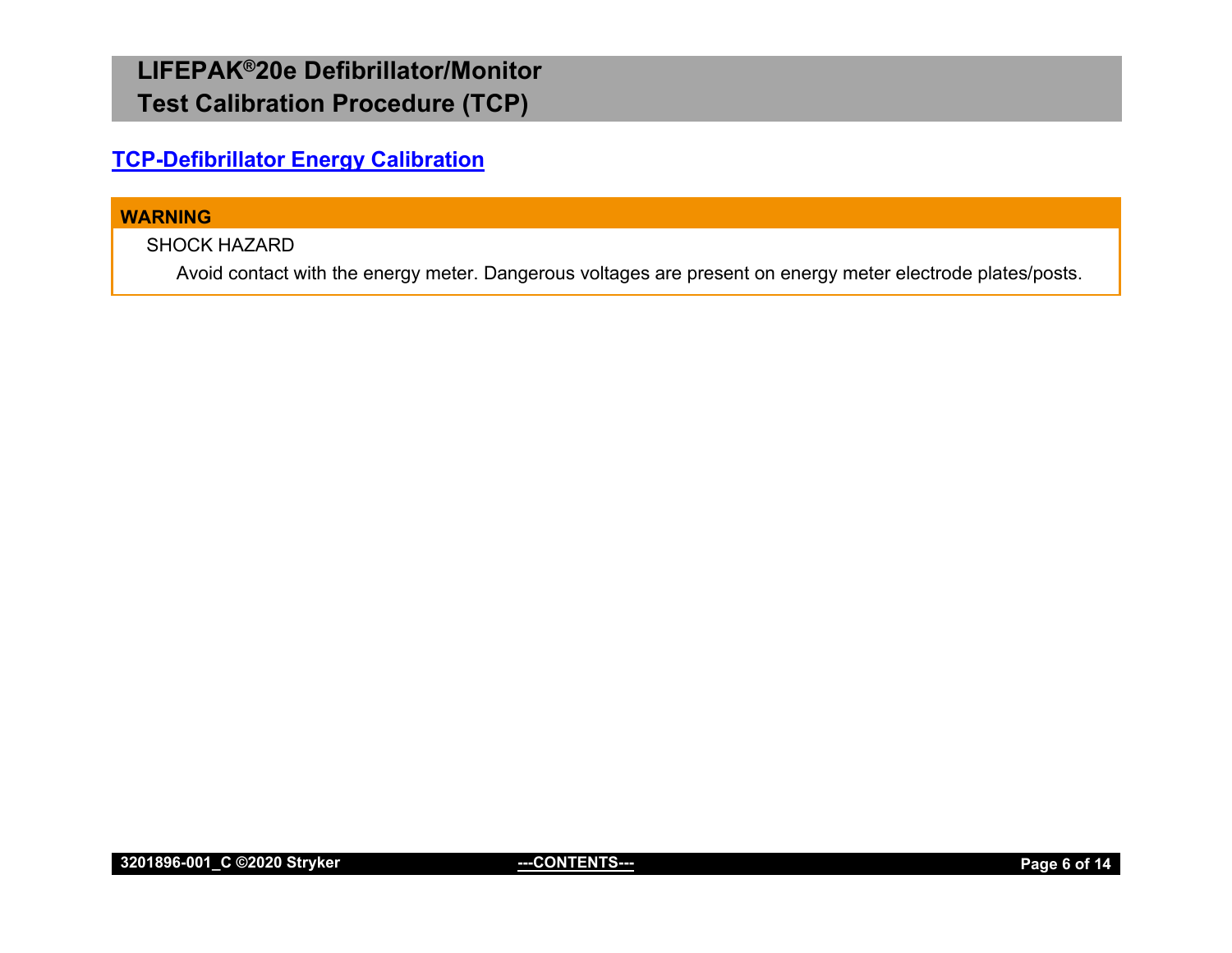## TCP-Defibrillator Energy Calibration

**WARNING**

SHOCK HAZARD

Avoid contact with the energy meter. Dangerous voltages are present on energy meter electrode plates/posts.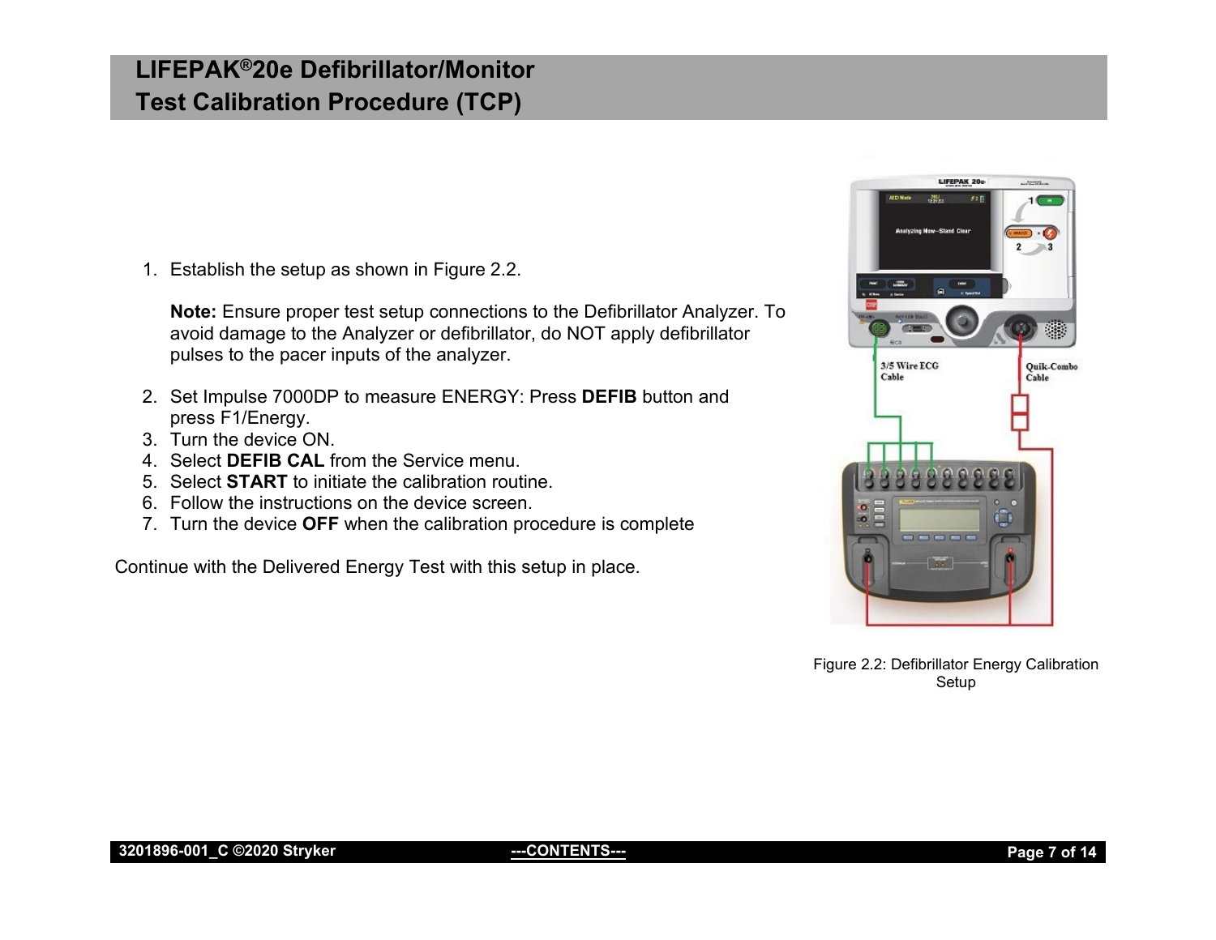1. Establish the setup as shown in Figure 2.2.

   **Note:** Ensure proper test setup connections to the Defibrillator Analyzer. To avoid damage to the Analyzer or defibrillator, do NOT apply defibrillator pulses to the pacer inputs of the analyzer.

2. Set Impulse 7000DP to measure ENERGY: Press **DEFIB** button and press F1/Energy.
3. Turn the device ON.
4. Select **DEFIB CAL** from the Service menu.
5. Select **START** to initiate the calibration routine.
6. Follow the instructions on the device screen.
7. Turn the device **OFF** when the calibration procedure is complete

Continue with the Delivered Energy Test with this setup in place.

Figure 2.2: Defibrillator Energy Calibration Setup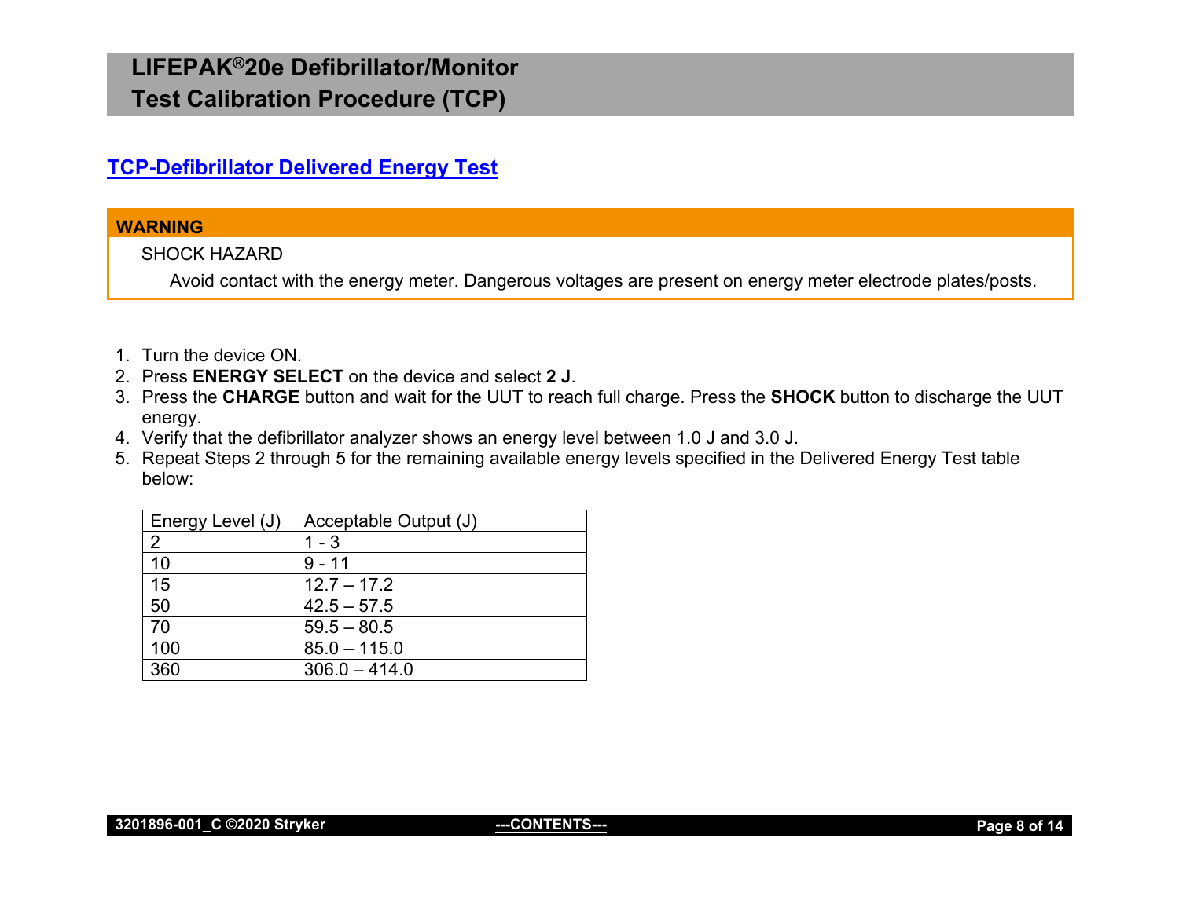## TCP-Defibrillator Delivered Energy Test

**WARNING**

SHOCK HAZARD

Avoid contact with the energy meter. Dangerous voltages are present on energy meter electrode plates/posts.

1. Turn the device ON.
2. Press **ENERGY SELECT** on the device and select **2 J**.
3. Press the **CHARGE** button and wait for the UUT to reach full charge. Press the **SHOCK** button to discharge the UUT energy.
4. Verify that the defibrillator analyzer shows an energy level between 1.0 J and 3.0 J.
5. Repeat Steps 2 through 5 for the remaining available energy levels specified in the Delivered Energy Test table below:

| Energy Level (J) | Acceptable Output (J) |
|---|---|
| 2 | 1 - 3 |
| 10 | 9 - 11 |
| 15 | 12.7 – 17.2 |
| 50 | 42.5 – 57.5 |
| 70 | 59.5 – 80.5 |
| 100 | 85.0 – 115.0 |
| 360 | 306.0 – 414.0 |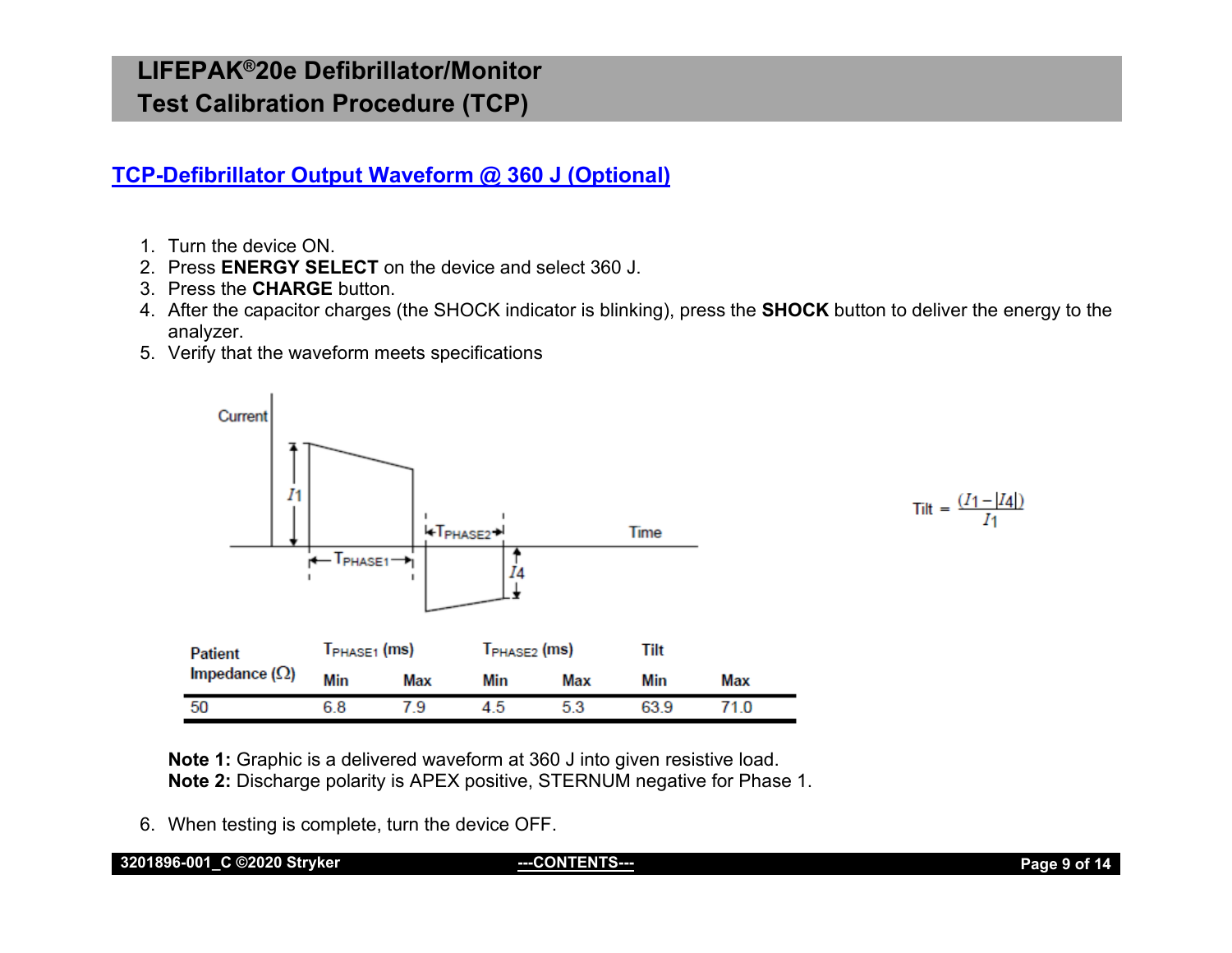## TCP-Defibrillator Output Waveform @ 360 J (Optional)

1. Turn the device ON.
2. Press **ENERGY SELECT** on the device and select 360 J.
3. Press the **CHARGE** button.
4. After the capacitor charges (the SHOCK indicator is blinking), press the **SHOCK** button to deliver the energy to the analyzer.
5. Verify that the waveform meets specifications

$$\text{Tilt} = \frac{(I1 - |I4|)}{I1}$$

| Patient Impedance (Ω) | $T_{PHASE1}$ (ms) | | $T_{PHASE2}$ (ms) | | Tilt | |
|---|---|---|---|---|---|---|
| | Min | Max | Min | Max | Min | Max |
| 50 | 6.8 | 7.9 | 4.5 | 5.3 | 63.9 | 71.0 |

**Note 1:** Graphic is a delivered waveform at 360 J into given resistive load.
**Note 2:** Discharge polarity is APEX positive, STERNUM negative for Phase 1.

6. When testing is complete, turn the device OFF.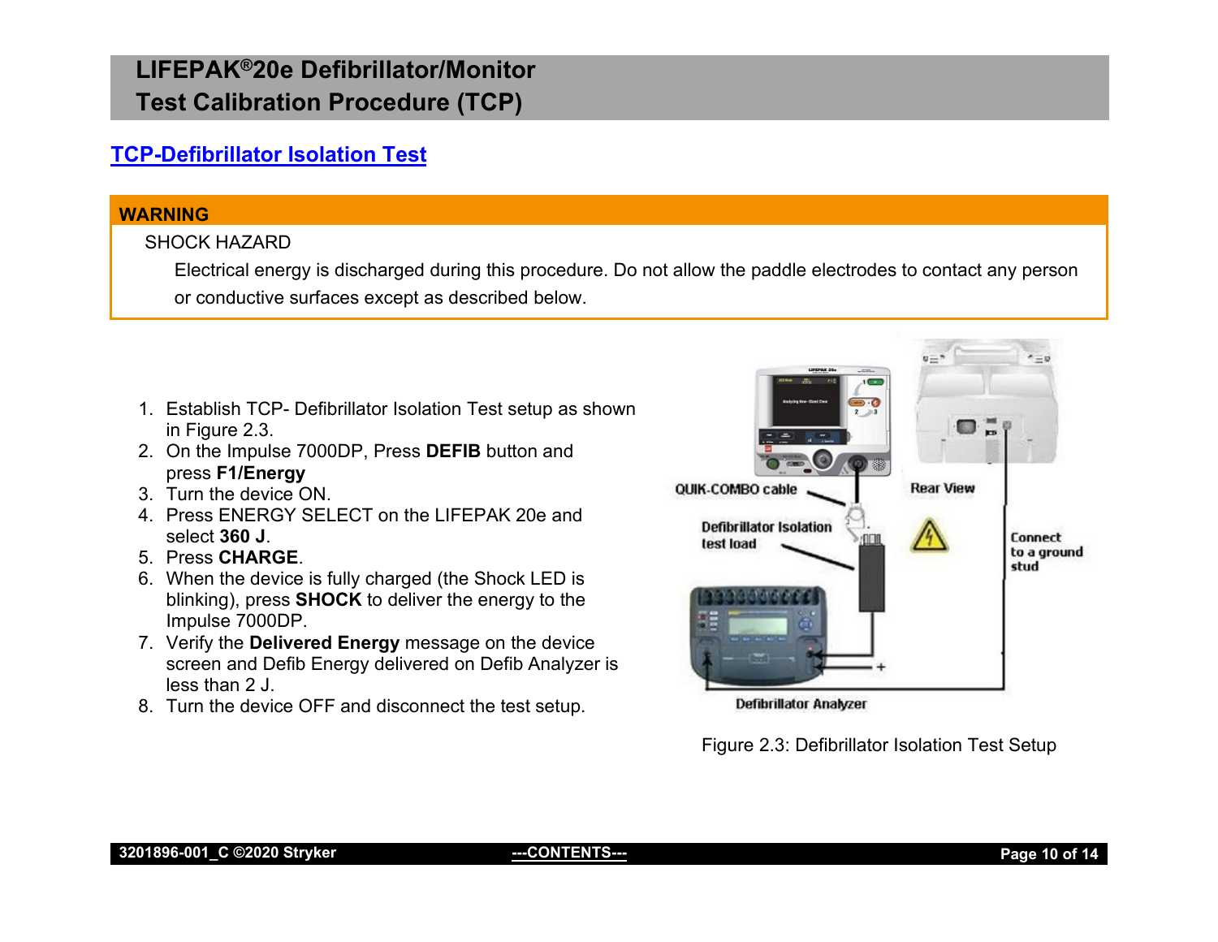## TCP-Defibrillator Isolation Test

**WARNING**

SHOCK HAZARD

Electrical energy is discharged during this procedure. Do not allow the paddle electrodes to contact any person or conductive surfaces except as described below.

1. Establish TCP- Defibrillator Isolation Test setup as shown in Figure 2.3.
2. On the Impulse 7000DP, Press **DEFIB** button and press **F1/Energy**
3. Turn the device ON.
4. Press ENERGY SELECT on the LIFEPAK 20e and select **360 J**.
5. Press **CHARGE**.
6. When the device is fully charged (the Shock LED is blinking), press **SHOCK** to deliver the energy to the Impulse 7000DP.
7. Verify the **Delivered Energy** message on the device screen and Defib Energy delivered on Defib Analyzer is less than 2 J.
8. Turn the device OFF and disconnect the test setup.

Figure 2.3: Defibrillator Isolation Test Setup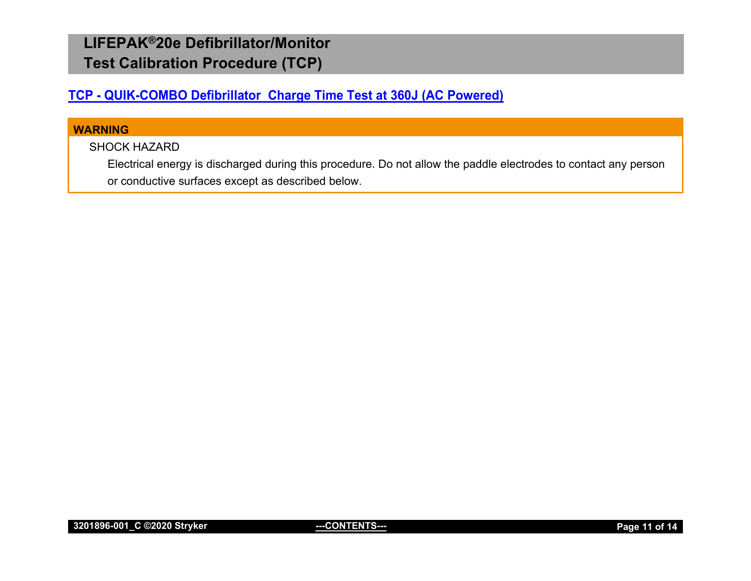## TCP - QUIK-COMBO Defibrillator  Charge Time Test at 360J (AC Powered)

**WARNING**

SHOCK HAZARD

Electrical energy is discharged during this procedure. Do not allow the paddle electrodes to contact any person or conductive surfaces except as described below.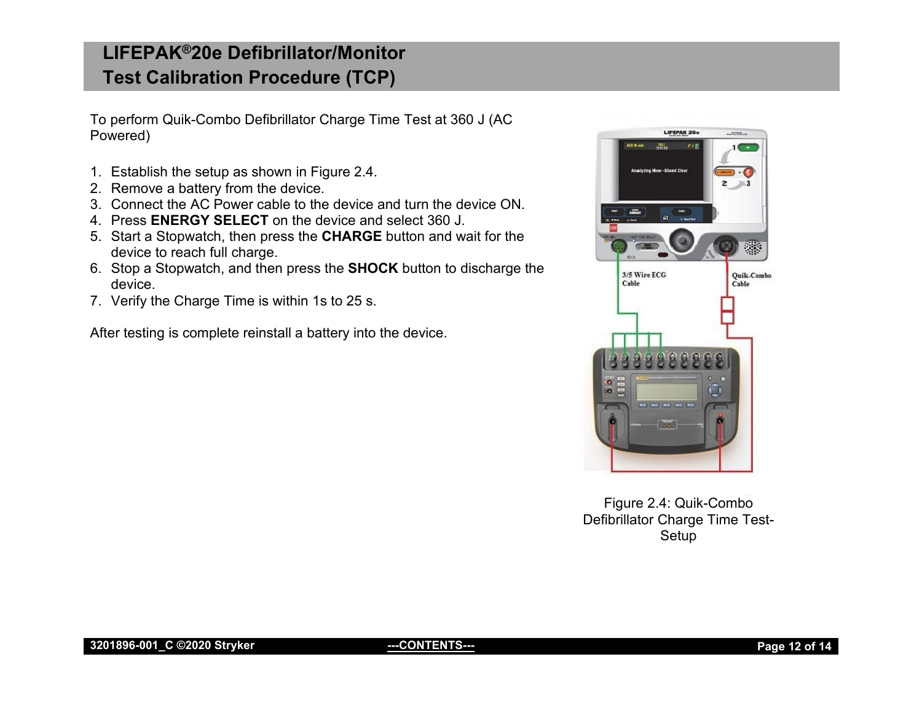To perform Quik-Combo Defibrillator Charge Time Test at 360 J (AC Powered)

1. Establish the setup as shown in Figure 2.4.
2. Remove a battery from the device.
3. Connect the AC Power cable to the device and turn the device ON.
4. Press **ENERGY SELECT** on the device and select 360 J.
5. Start a Stopwatch, then press the **CHARGE** button and wait for the device to reach full charge.
6. Stop a Stopwatch, and then press the **SHOCK** button to discharge the device.
7. Verify the Charge Time is within 1s to 25 s.

After testing is complete reinstall a battery into the device.

Figure 2.4: Quik-Combo Defibrillator Charge Time Test-Setup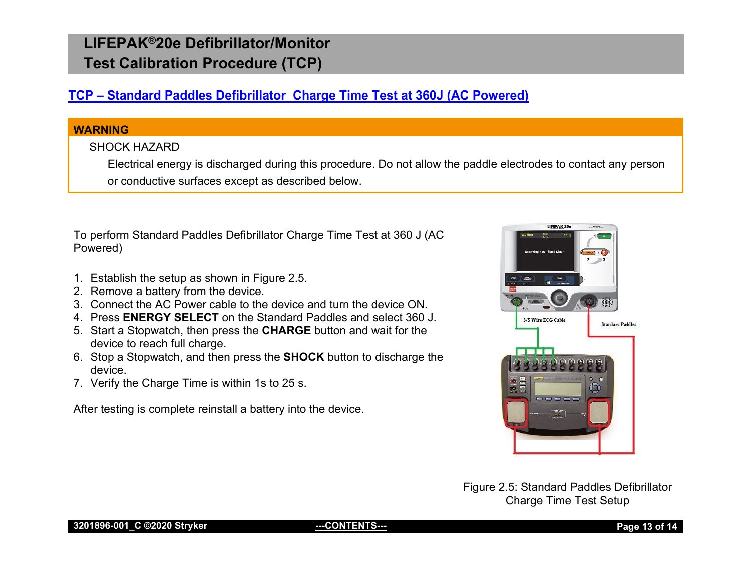## TCP – Standard Paddles Defibrillator Charge Time Test at 360J (AC Powered)

**WARNING**

SHOCK HAZARD

Electrical energy is discharged during this procedure. Do not allow the paddle electrodes to contact any person or conductive surfaces except as described below.

To perform Standard Paddles Defibrillator Charge Time Test at 360 J (AC Powered)

1. Establish the setup as shown in Figure 2.5.
2. Remove a battery from the device.
3. Connect the AC Power cable to the device and turn the device ON.
4. Press **ENERGY SELECT** on the Standard Paddles and select 360 J.
5. Start a Stopwatch, then press the **CHARGE** button and wait for the device to reach full charge.
6. Stop a Stopwatch, and then press the **SHOCK** button to discharge the device.
7. Verify the Charge Time is within 1s to 25 s.

After testing is complete reinstall a battery into the device.

Figure 2.5: Standard Paddles Defibrillator Charge Time Test Setup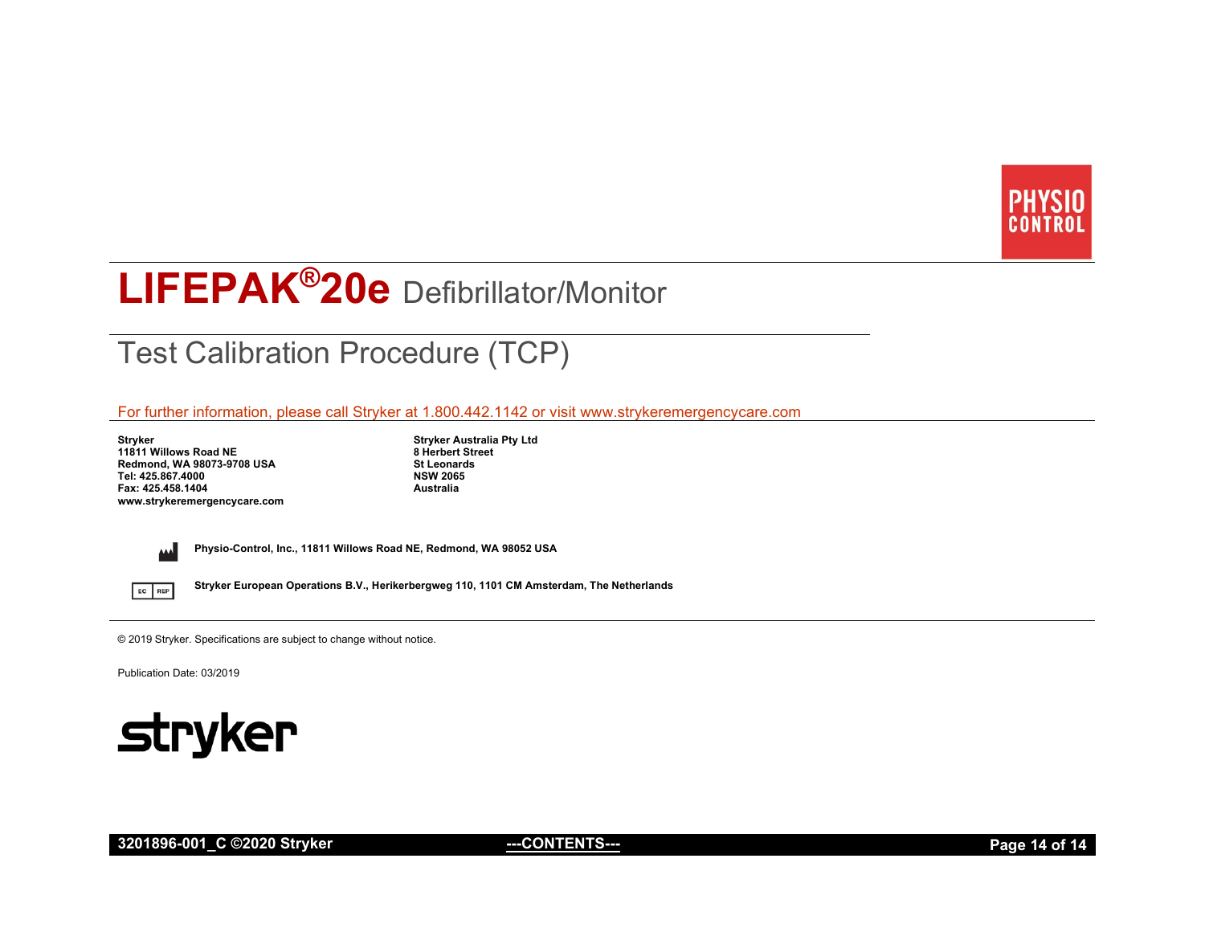PHYSIO CONTROL

# LIFEPAK®20e Defibrillator/Monitor

## Test Calibration Procedure (TCP)

For further information, please call Stryker at 1.800.442.1142 or visit www.strykeremergencycare.com

**Stryker**
**11811 Willows Road NE**
**Redmond, WA 98073-9708 USA**
**Tel: 425.867.4000**
**Fax: 425.458.1404**
**www.strykeremergencycare.com**

**Stryker Australia Pty Ltd**
**8 Herbert Street**
**St Leonards**
**NSW 2065**
**Australia**

**Physio-Control, Inc., 11811 Willows Road NE, Redmond, WA 98052 USA**

EC REP **Stryker European Operations B.V., Herikerbergweg 110, 1101 CM Amsterdam, The Netherlands**

© 2019 Stryker. Specifications are subject to change without notice.

Publication Date: 03/2019

stryker